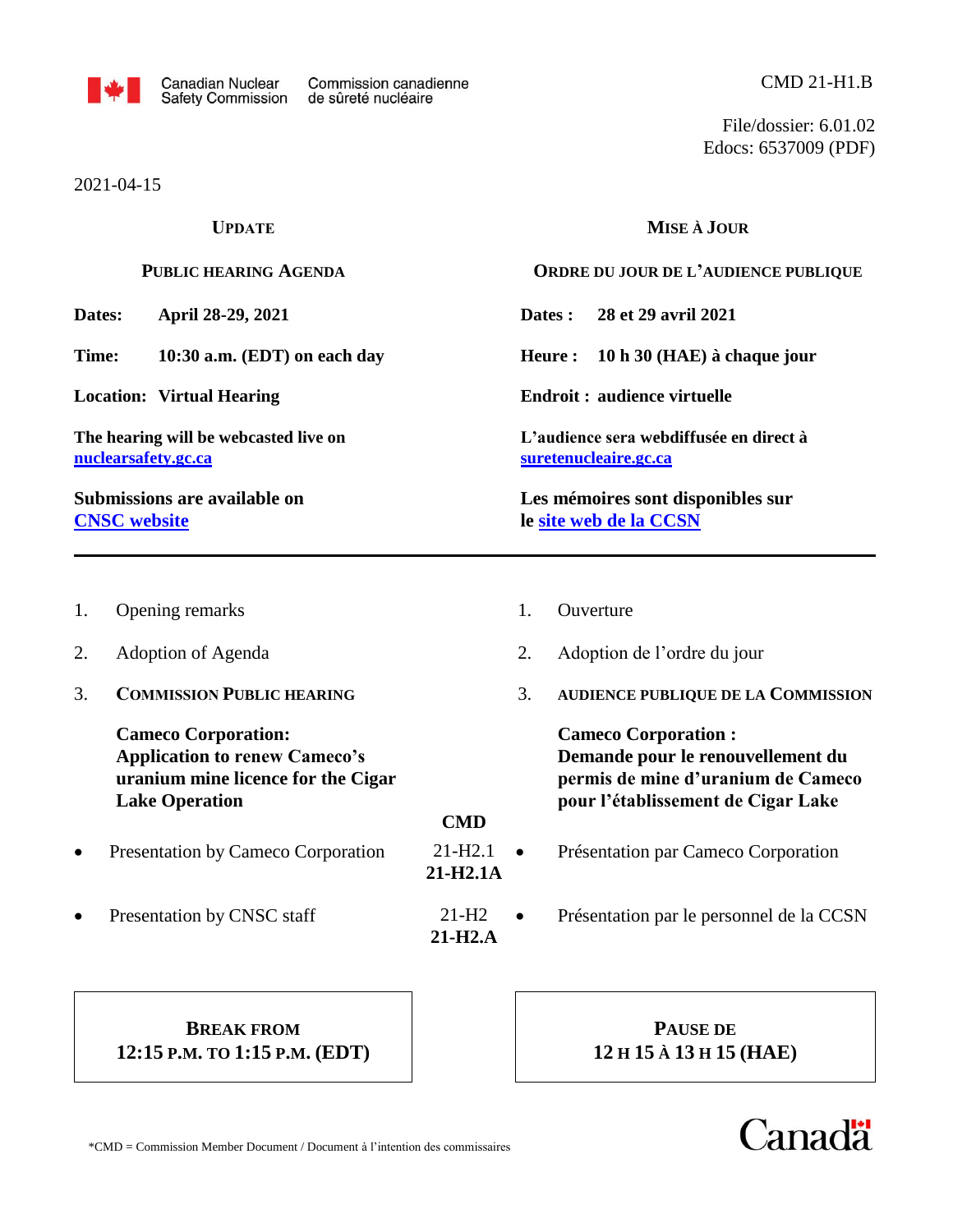Canadian Nuclear Safety Commission / Commission canadienne de sûreté nucléaire

CMD 21-H1.B

File/dossier: 6.01.02
Edocs: 6537009 (PDF)

2021-04-15

## UPDATE

## PUBLIC HEARING AGENDA

**Dates:** **April 28-29, 2021**

**Time:** **10:30 a.m. (EDT) on each day**

**Location:** **Virtual Hearing**

**The hearing will be webcasted live on** [nuclearsafety.gc.ca](nuclearsafety.gc.ca)

**Submissions are available on** [CNSC website](CNSC website)

## MISE À JOUR

## ORDRE DU JOUR DE L'AUDIENCE PUBLIQUE

**Dates :** **28 et 29 avril 2021**

**Heure :** **10 h 30 (HAE) à chaque jour**

**Endroit :** **audience virtuelle**

**L'audience sera webdiffusée en direct à** [suretenucleaire.gc.ca](suretenucleaire.gc.ca)

**Les mémoires sont disponibles sur le** [site web de la CCSN](site web de la CCSN)

---

| | English | CMD | Français |
|---|---|---|---|
| 1. | Opening remarks | | Ouverture |
| 2. | Adoption of Agenda | | Adoption de l'ordre du jour |
| 3. | **COMMISSION PUBLIC HEARING** | | **AUDIENCE PUBLIQUE DE LA COMMISSION** |
| | **Cameco Corporation: Application to renew Cameco's uranium mine licence for the Cigar Lake Operation** | | **Cameco Corporation : Demande pour le renouvellement du permis de mine d'uranium de Cameco pour l'établissement de Cigar Lake** |
| • | Presentation by Cameco Corporation | 21-H2.1 **21-H2.1A** | Présentation par Cameco Corporation |
| • | Presentation by CNSC staff | 21-H2 **21-H2.A** | Présentation par le personnel de la CCSN |

**BREAK FROM 12:15 P.M. TO 1:15 P.M. (EDT)**

**PAUSE DE 12 H 15 À 13 H 15 (HAE)**

*CMD = Commission Member Document / Document à l'intention des commissaires

Canada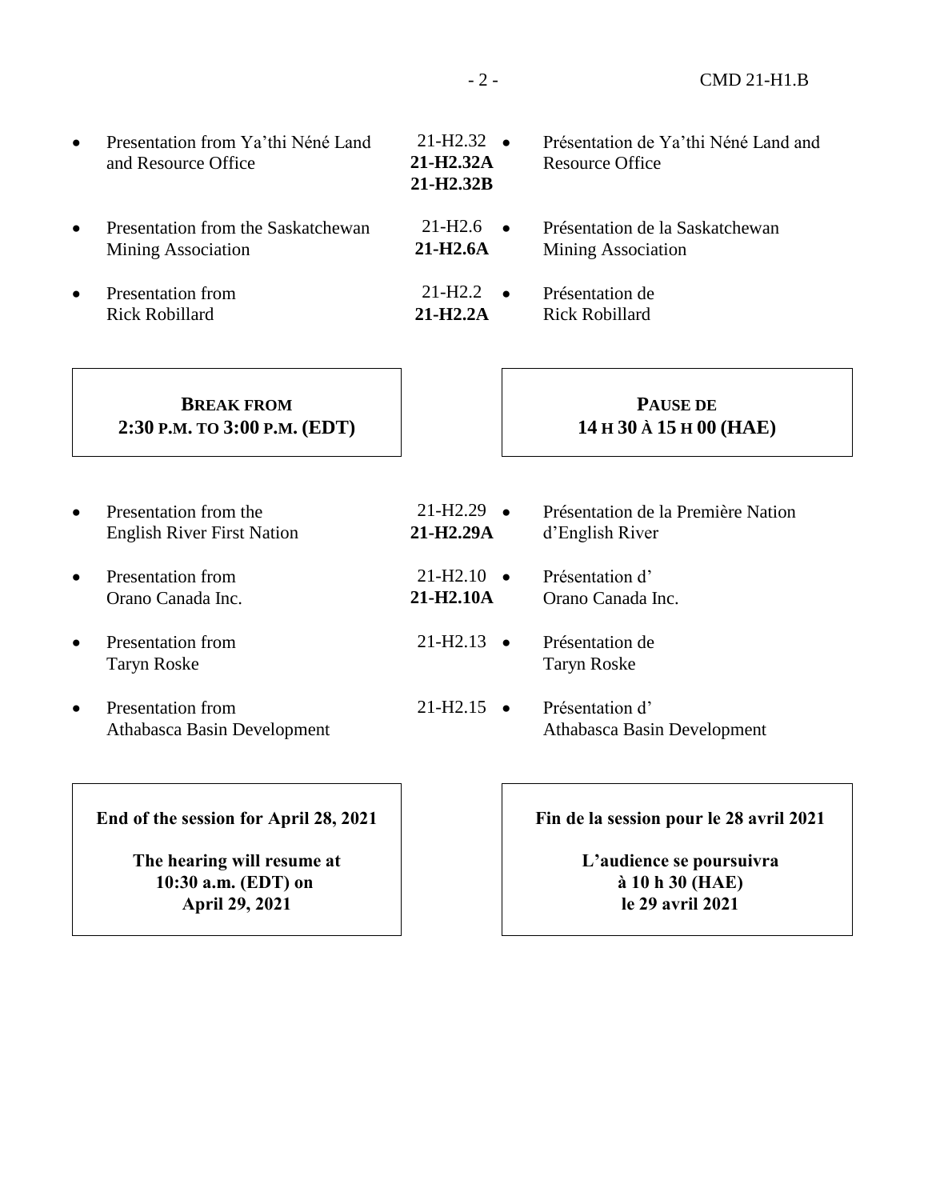| English | CMD | Français |
|---|---|---|
| • Presentation from Ya'thi Néné Land and Resource Office | 21-H2.32<br>**21-H2.32A**<br>**21-H2.32B** | • Présentation de Ya'thi Néné Land and Resource Office |
| • Presentation from the Saskatchewan Mining Association | 21-H2.6<br>**21-H2.6A** | • Présentation de la Saskatchewan Mining Association |
| • Presentation from Rick Robillard | 21-H2.2<br>**21-H2.2A** | • Présentation de Rick Robillard |

**BREAK FROM 2:30 P.M. TO 3:00 P.M. (EDT)**

**PAUSE DE 14 H 30 À 15 H 00 (HAE)**

| English | CMD | Français |
|---|---|---|
| • Presentation from the English River First Nation | 21-H2.29<br>**21-H2.29A** | • Présentation de la Première Nation d'English River |
| • Presentation from Orano Canada Inc. | 21-H2.10<br>**21-H2.10A** | • Présentation d' Orano Canada Inc. |
| • Presentation from Taryn Roske | 21-H2.13 | • Présentation de Taryn Roske |
| • Presentation from Athabasca Basin Development | 21-H2.15 | • Présentation d' Athabasca Basin Development |

**End of the session for April 28, 2021**

**The hearing will resume at 10:30 a.m. (EDT) on April 29, 2021**

**Fin de la session pour le 28 avril 2021**

**L'audience se poursuivra à 10 h 30 (HAE) le 29 avril 2021**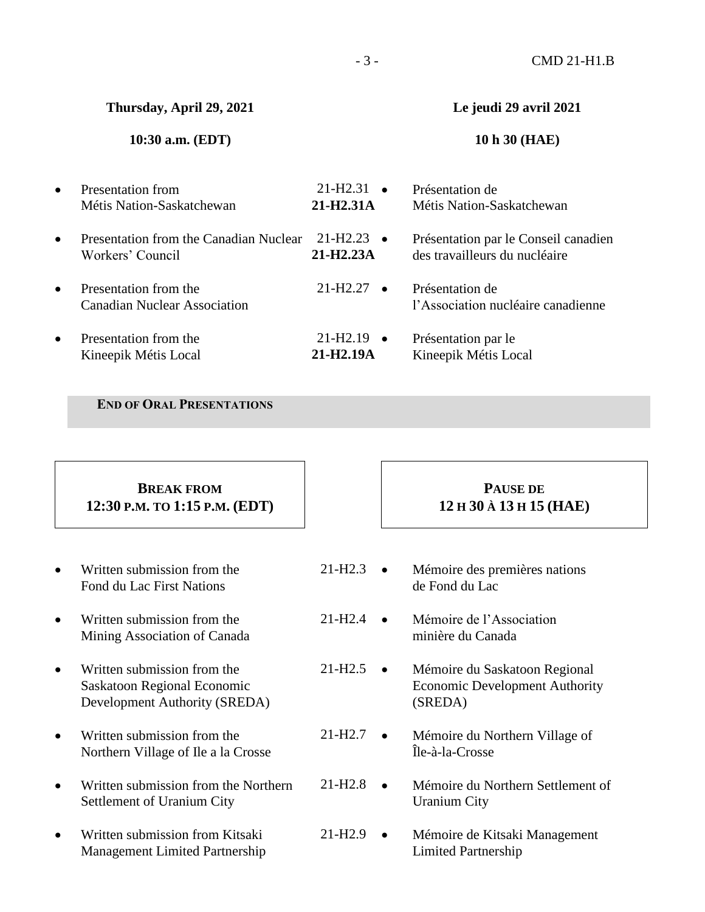| Thursday, April 29, 2021 | | Le jeudi 29 avril 2021 |
|---|---|---|
| **10:30 a.m. (EDT)** | | **10 h 30 (HAE)** |
| • Presentation from Métis Nation-Saskatchewan | 21-H2.31 **21-H2.31A** | • Présentation de Métis Nation-Saskatchewan |
| • Presentation from the Canadian Nuclear Workers' Council | 21-H2.23 **21-H2.23A** | • Présentation par le Conseil canadien des travailleurs du nucléaire |
| • Presentation from the Canadian Nuclear Association | 21-H2.27 | • Présentation de l'Association nucléaire canadienne |
| • Presentation from the Kineepik Métis Local | 21-H2.19 **21-H2.19A** | • Présentation par le Kineepik Métis Local |

**END OF ORAL PRESENTATIONS**

| **BREAK FROM 12:30 P.M. TO 1:15 P.M. (EDT)** | | **PAUSE DE 12 H 30 À 13 H 15 (HAE)** |
|---|---|---|
| • Written submission from the Fond du Lac First Nations | 21-H2.3 | • Mémoire des premières nations de Fond du Lac |
| • Written submission from the Mining Association of Canada | 21-H2.4 | • Mémoire de l'Association minière du Canada |
| • Written submission from the Saskatoon Regional Economic Development Authority (SREDA) | 21-H2.5 | • Mémoire du Saskatoon Regional Economic Development Authority (SREDA) |
| • Written submission from the Northern Village of Ile a la Crosse | 21-H2.7 | • Mémoire du Northern Village of Île-à-la-Crosse |
| • Written submission from the Northern Settlement of Uranium City | 21-H2.8 | • Mémoire du Northern Settlement of Uranium City |
| • Written submission from Kitsaki Management Limited Partnership | 21-H2.9 | • Mémoire de Kitsaki Management Limited Partnership |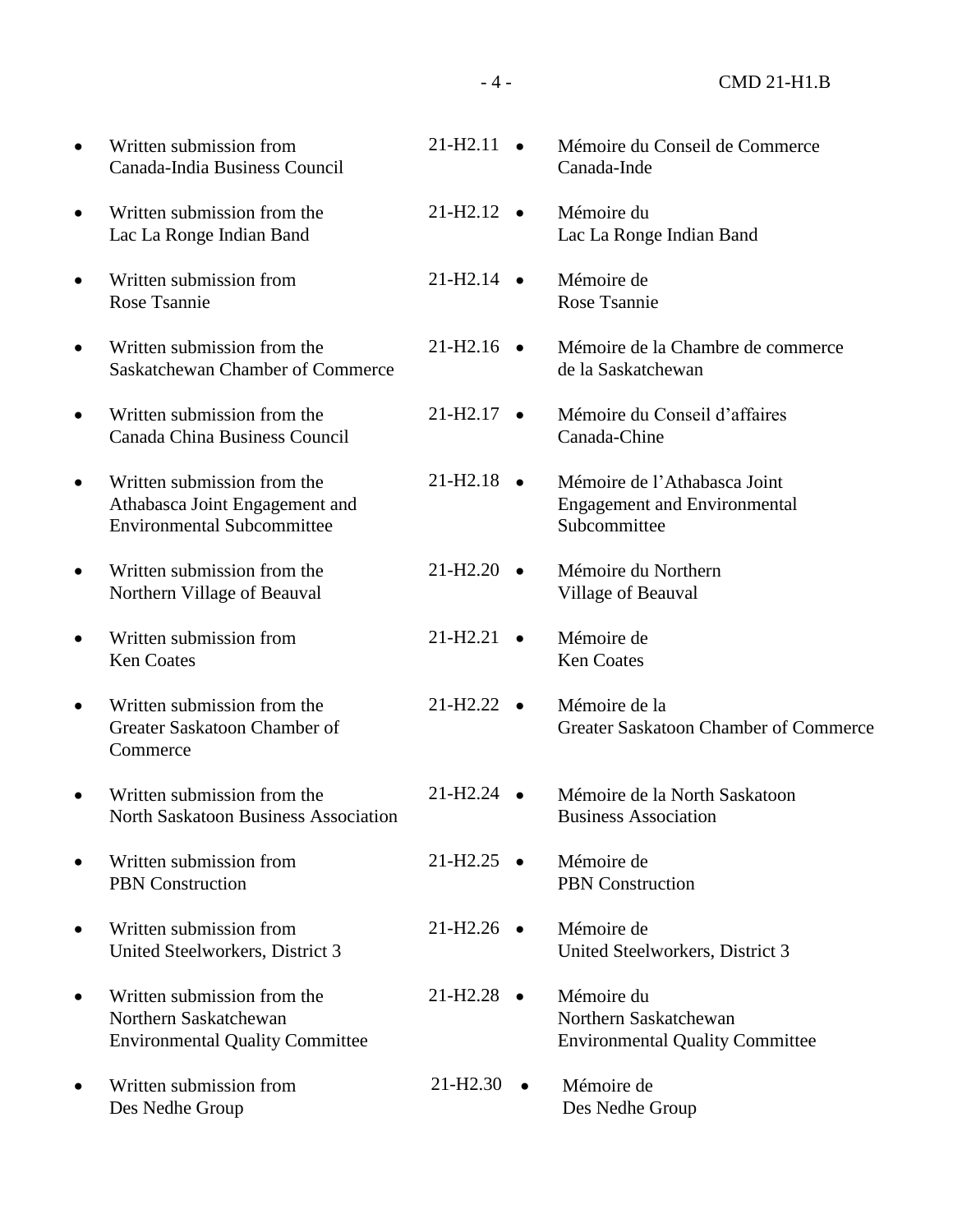| | | |
|---|---|---|
| • Written submission from Canada-India Business Council | 21-H2.11 | • Mémoire du Conseil de Commerce Canada-Inde |
| • Written submission from the Lac La Ronge Indian Band | 21-H2.12 | • Mémoire du Lac La Ronge Indian Band |
| • Written submission from Rose Tsannie | 21-H2.14 | • Mémoire de Rose Tsannie |
| • Written submission from the Saskatchewan Chamber of Commerce | 21-H2.16 | • Mémoire de la Chambre de commerce de la Saskatchewan |
| • Written submission from the Canada China Business Council | 21-H2.17 | • Mémoire du Conseil d'affaires Canada-Chine |
| • Written submission from the Athabasca Joint Engagement and Environmental Subcommittee | 21-H2.18 | • Mémoire de l'Athabasca Joint Engagement and Environmental Subcommittee |
| • Written submission from the Northern Village of Beauval | 21-H2.20 | • Mémoire du Northern Village of Beauval |
| • Written submission from Ken Coates | 21-H2.21 | • Mémoire de Ken Coates |
| • Written submission from the Greater Saskatoon Chamber of Commerce | 21-H2.22 | • Mémoire de la Greater Saskatoon Chamber of Commerce |
| • Written submission from the North Saskatoon Business Association | 21-H2.24 | • Mémoire de la North Saskatoon Business Association |
| • Written submission from PBN Construction | 21-H2.25 | • Mémoire de PBN Construction |
| • Written submission from United Steelworkers, District 3 | 21-H2.26 | • Mémoire de United Steelworkers, District 3 |
| • Written submission from the Northern Saskatchewan Environmental Quality Committee | 21-H2.28 | • Mémoire du Northern Saskatchewan Environmental Quality Committee |
| • Written submission from Des Nedhe Group | 21-H2.30 | • Mémoire de Des Nedhe Group |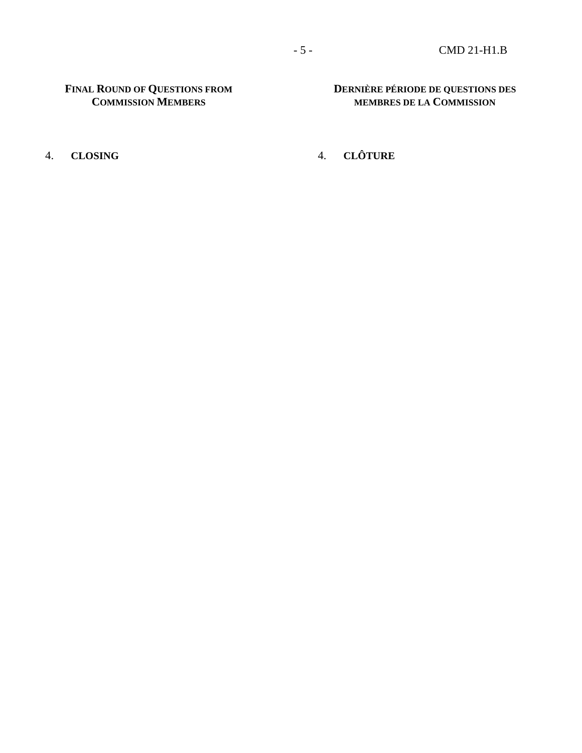**FINAL ROUND OF QUESTIONS FROM COMMISSION MEMBERS**

**DERNIÈRE PÉRIODE DE QUESTIONS DES MEMBRES DE LA COMMISSION**

4. **CLOSING**

4. **CLÔTURE**